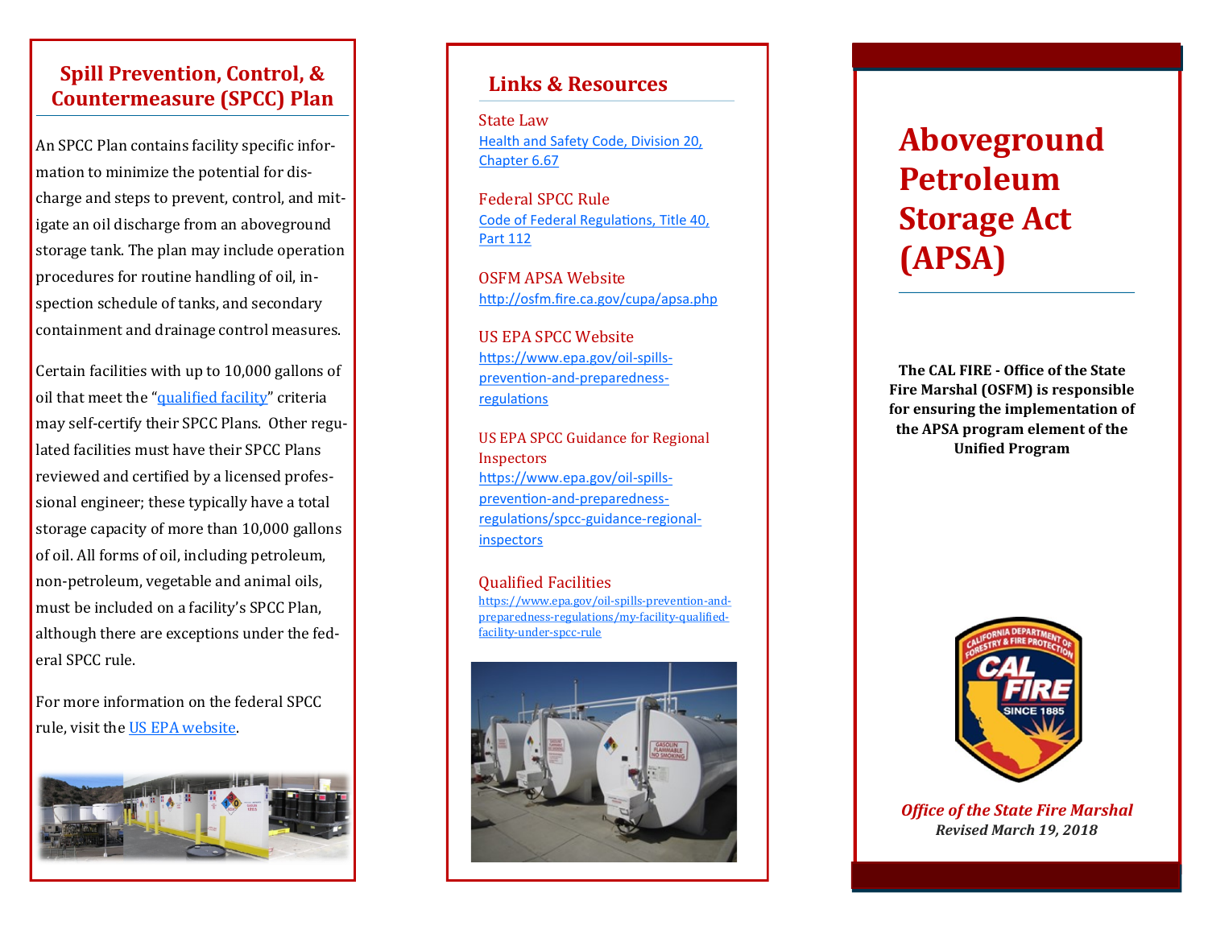## Spill Prevention, Control, & Countermeasure (SPCC) Plan

An SPCC Plan contains facility specific information to minimize the potential for discharge and steps to prevent, control, and mitigate an oil discharge from an aboveground storage tank. The plan may include operation procedures for routine handling of oil, inspection schedule of tanks, and secondary containment and drainage control measures.

Certain facilities with up to 10,000 gallons of oil that meet the "qualified facility" criteria may self-certify their SPCC Plans. Other regulated facilities must have their SPCC Plans reviewed and certified by a licensed professional engineer; these typically have a total storage capacity of more than 10,000 gallons of oil. All forms of oil, including petroleum, non-petroleum, vegetable and animal oils, must be included on a facility's SPCC Plan, although there are exceptions under the federal SPCC rule.

For more information on the federal SPCC rule, visit the US EPA website.

## Links & Resources

State Law
Health and Safety Code, Division 20, Chapter 6.67

Federal SPCC Rule
Code of Federal Regulations, Title 40, Part 112

OSFM APSA Website
http://osfm.fire.ca.gov/cupa/apsa.php

US EPA SPCC Website
https://www.epa.gov/oil-spills-prevention-and-preparedness-regulations

US EPA SPCC Guidance for Regional Inspectors
https://www.epa.gov/oil-spills-prevention-and-preparedness-regulations/spcc-guidance-regional-inspectors

Qualified Facilities
https://www.epa.gov/oil-spills-prevention-and-preparedness-regulations/my-facility-qualified-facility-under-spcc-rule

# Aboveground Petroleum Storage Act (APSA)

**The CAL FIRE - Office of the State Fire Marshal (OSFM) is responsible for ensuring the implementation of the APSA program element of the Unified Program**

***Office of the State Fire Marshal***

***Revised March 19, 2018***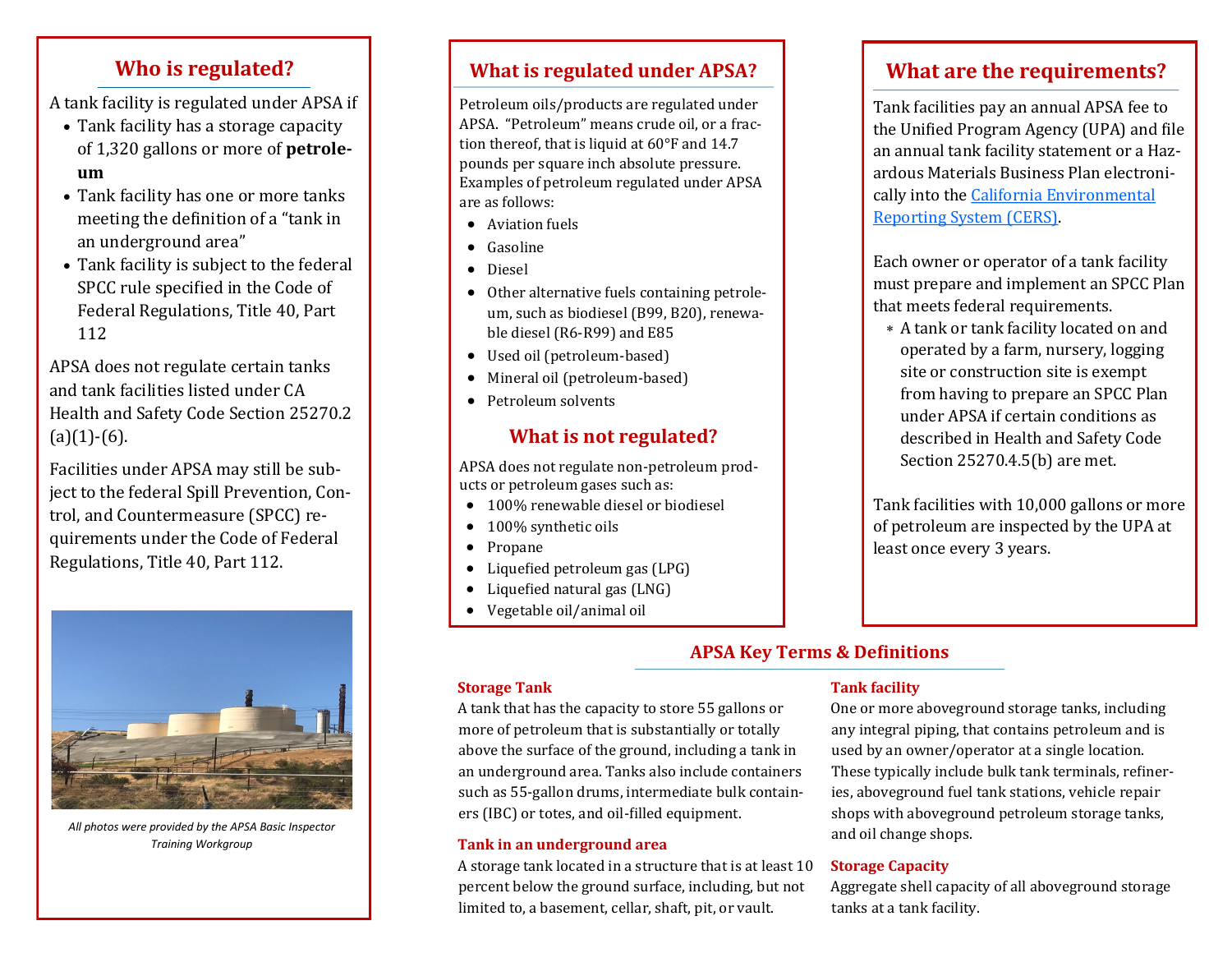## Who is regulated?

A tank facility is regulated under APSA if

- Tank facility has a storage capacity of 1,320 gallons or more of **petroleum**
- Tank facility has one or more tanks meeting the definition of a "tank in an underground area"
- Tank facility is subject to the federal SPCC rule specified in the Code of Federal Regulations, Title 40, Part 112

APSA does not regulate certain tanks and tank facilities listed under CA Health and Safety Code Section 25270.2 (a)(1)-(6).

Facilities under APSA may still be subject to the federal Spill Prevention, Control, and Countermeasure (SPCC) requirements under the Code of Federal Regulations, Title 40, Part 112.

*All photos were provided by the APSA Basic Inspector Training Workgroup*

## What is regulated under APSA?

Petroleum oils/products are regulated under APSA. "Petroleum" means crude oil, or a fraction thereof, that is liquid at 60°F and 14.7 pounds per square inch absolute pressure. Examples of petroleum regulated under APSA are as follows:

- Aviation fuels
- Gasoline
- Diesel
- Other alternative fuels containing petroleum, such as biodiesel (B99, B20), renewable diesel (R6-R99) and E85
- Used oil (petroleum-based)
- Mineral oil (petroleum-based)
- Petroleum solvents

## What is not regulated?

APSA does not regulate non-petroleum products or petroleum gases such as:

- 100% renewable diesel or biodiesel
- 100% synthetic oils
- Propane
- Liquefied petroleum gas (LPG)
- Liquefied natural gas (LNG)
- Vegetable oil/animal oil

## What are the requirements?

Tank facilities pay an annual APSA fee to the Unified Program Agency (UPA) and file an annual tank facility statement or a Hazardous Materials Business Plan electronically into the California Environmental Reporting System (CERS).

Each owner or operator of a tank facility must prepare and implement an SPCC Plan that meets federal requirements.

- A tank or tank facility located on and operated by a farm, nursery, logging site or construction site is exempt from having to prepare an SPCC Plan under APSA if certain conditions as described in Health and Safety Code Section 25270.4.5(b) are met.

Tank facilities with 10,000 gallons or more of petroleum are inspected by the UPA at least once every 3 years.

## APSA Key Terms & Definitions

**Storage Tank**

A tank that has the capacity to store 55 gallons or more of petroleum that is substantially or totally above the surface of the ground, including a tank in an underground area. Tanks also include containers such as 55-gallon drums, intermediate bulk containers (IBC) or totes, and oil-filled equipment.

**Tank in an underground area**

A storage tank located in a structure that is at least 10 percent below the ground surface, including, but not limited to, a basement, cellar, shaft, pit, or vault.

**Tank facility**

One or more aboveground storage tanks, including any integral piping, that contains petroleum and is used by an owner/operator at a single location. These typically include bulk tank terminals, refineries, aboveground fuel tank stations, vehicle repair shops with aboveground petroleum storage tanks, and oil change shops.

**Storage Capacity**

Aggregate shell capacity of all aboveground storage tanks at a tank facility.